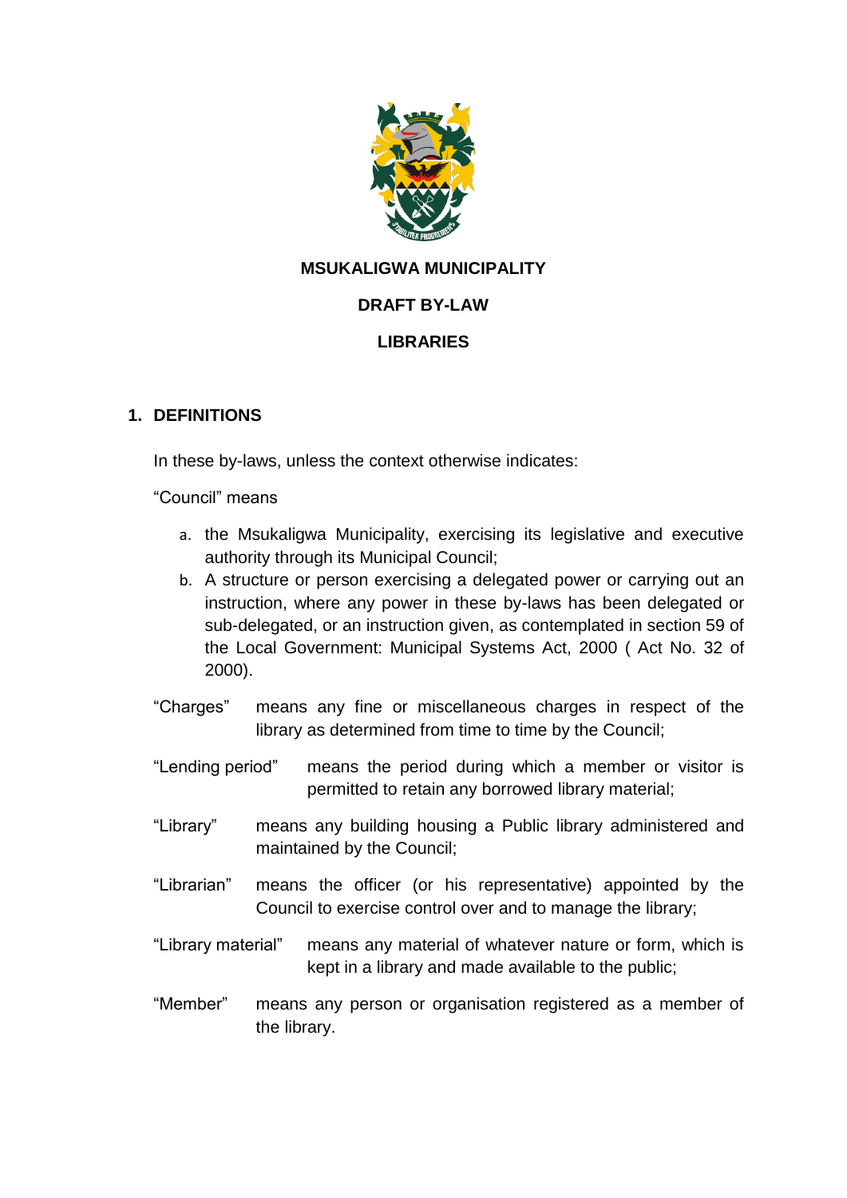**MSUKALIGWA MUNICIPALITY**

**DRAFT BY-LAW**

**LIBRARIES**

## 1. DEFINITIONS

In these by-laws, unless the context otherwise indicates:

"Council" means

a. the Msukaligwa Municipality, exercising its legislative and executive authority through its Municipal Council;
b. A structure or person exercising a delegated power or carrying out an instruction, where any power in these by-laws has been delegated or sub-delegated, or an instruction given, as contemplated in section 59 of the Local Government: Municipal Systems Act, 2000 ( Act No. 32 of 2000).

"Charges" means any fine or miscellaneous charges in respect of the library as determined from time to time by the Council;

"Lending period" means the period during which a member or visitor is permitted to retain any borrowed library material;

"Library" means any building housing a Public library administered and maintained by the Council;

"Librarian" means the officer (or his representative) appointed by the Council to exercise control over and to manage the library;

"Library material" means any material of whatever nature or form, which is kept in a library and made available to the public;

"Member" means any person or organisation registered as a member of the library.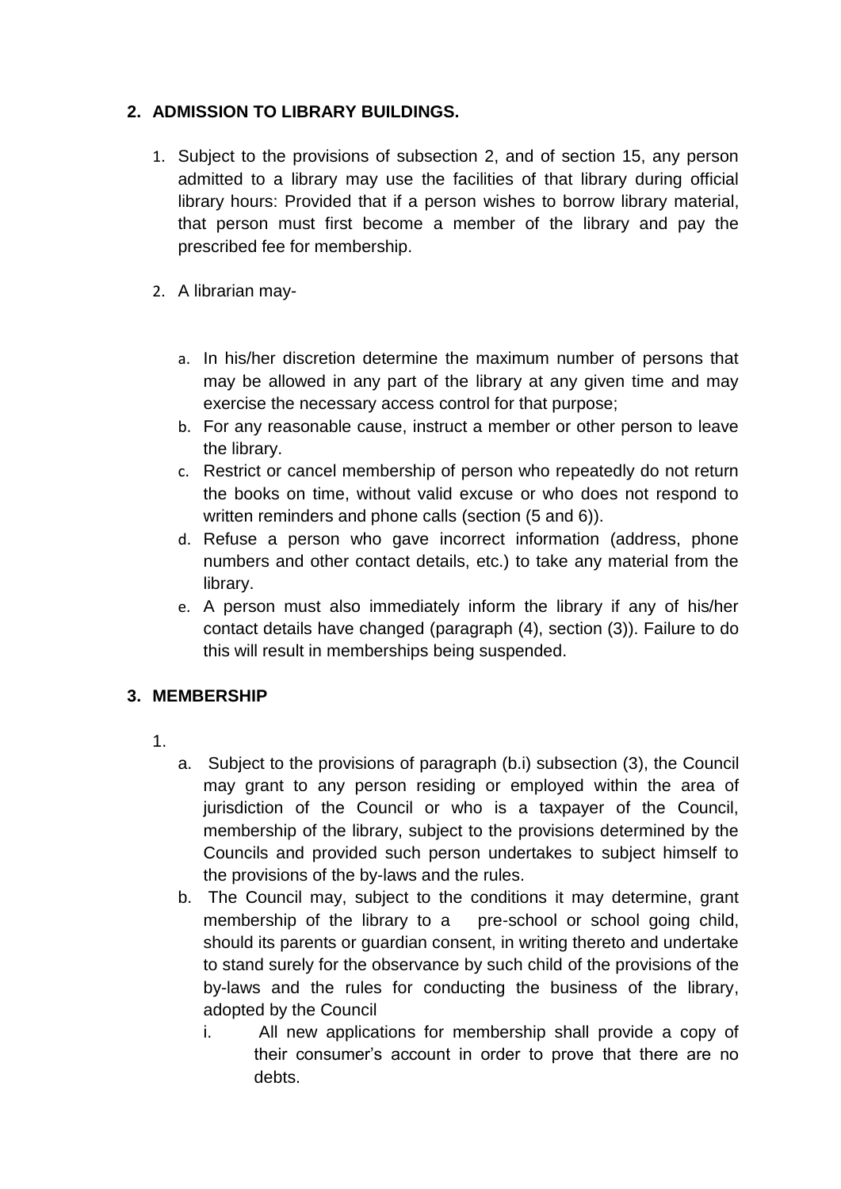## 2. ADMISSION TO LIBRARY BUILDINGS.

1. Subject to the provisions of subsection 2, and of section 15, any person admitted to a library may use the facilities of that library during official library hours: Provided that if a person wishes to borrow library material, that person must first become a member of the library and pay the prescribed fee for membership.

2. A librarian may-

   a. In his/her discretion determine the maximum number of persons that may be allowed in any part of the library at any given time and may exercise the necessary access control for that purpose;
   b. For any reasonable cause, instruct a member or other person to leave the library.
   c. Restrict or cancel membership of person who repeatedly do not return the books on time, without valid excuse or who does not respond to written reminders and phone calls (section (5 and 6)).
   d. Refuse a person who gave incorrect information (address, phone numbers and other contact details, etc.) to take any material from the library.
   e. A person must also immediately inform the library if any of his/her contact details have changed (paragraph (4), section (3)). Failure to do this will result in memberships being suspended.

## 3. MEMBERSHIP

1.
   a. Subject to the provisions of paragraph (b.i) subsection (3), the Council may grant to any person residing or employed within the area of jurisdiction of the Council or who is a taxpayer of the Council, membership of the library, subject to the provisions determined by the Councils and provided such person undertakes to subject himself to the provisions of the by-laws and the rules.
   b. The Council may, subject to the conditions it may determine, grant membership of the library to a pre-school or school going child, should its parents or guardian consent, in writing thereto and undertake to stand surely for the observance by such child of the provisions of the by-laws and the rules for conducting the business of the library, adopted by the Council
      i. All new applications for membership shall provide a copy of their consumer's account in order to prove that there are no debts.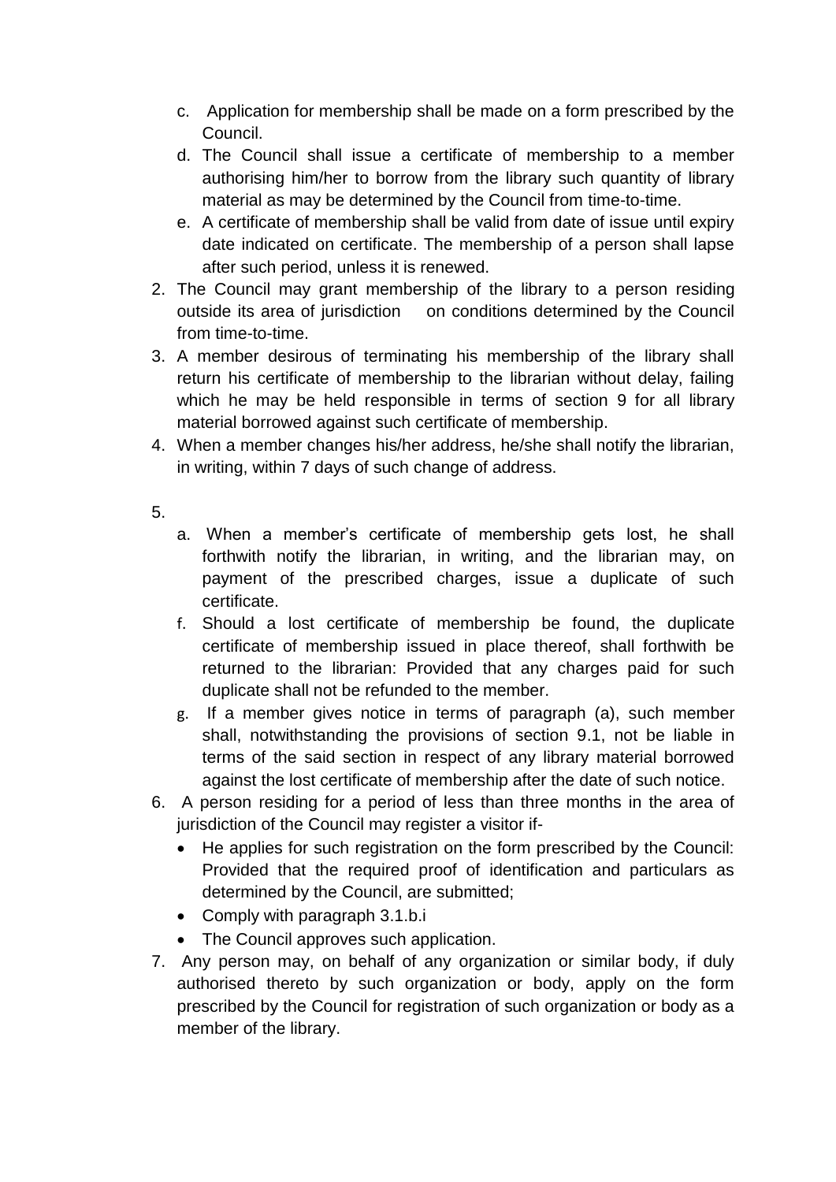c. Application for membership shall be made on a form prescribed by the Council.

d. The Council shall issue a certificate of membership to a member authorising him/her to borrow from the library such quantity of library material as may be determined by the Council from time-to-time.

e. A certificate of membership shall be valid from date of issue until expiry date indicated on certificate. The membership of a person shall lapse after such period, unless it is renewed.

2. The Council may grant membership of the library to a person residing outside its area of jurisdiction on conditions determined by the Council from time-to-time.
3. A member desirous of terminating his membership of the library shall return his certificate of membership to the librarian without delay, failing which he may be held responsible in terms of section 9 for all library material borrowed against such certificate of membership.
4. When a member changes his/her address, he/she shall notify the librarian, in writing, within 7 days of such change of address.
5. 
   a. When a member's certificate of membership gets lost, he shall forthwith notify the librarian, in writing, and the librarian may, on payment of the prescribed charges, issue a duplicate of such certificate.
   
   f. Should a lost certificate of membership be found, the duplicate certificate of membership issued in place thereof, shall forthwith be returned to the librarian: Provided that any charges paid for such duplicate shall not be refunded to the member.
   
   g. If a member gives notice in terms of paragraph (a), such member shall, notwithstanding the provisions of section 9.1, not be liable in terms of the said section in respect of any library material borrowed against the lost certificate of membership after the date of such notice.
6. A person residing for a period of less than three months in the area of jurisdiction of the Council may register a visitor if-
   - He applies for such registration on the form prescribed by the Council: Provided that the required proof of identification and particulars as determined by the Council, are submitted;
   - Comply with paragraph 3.1.b.i
   - The Council approves such application.
7. Any person may, on behalf of any organization or similar body, if duly authorised thereto by such organization or body, apply on the form prescribed by the Council for registration of such organization or body as a member of the library.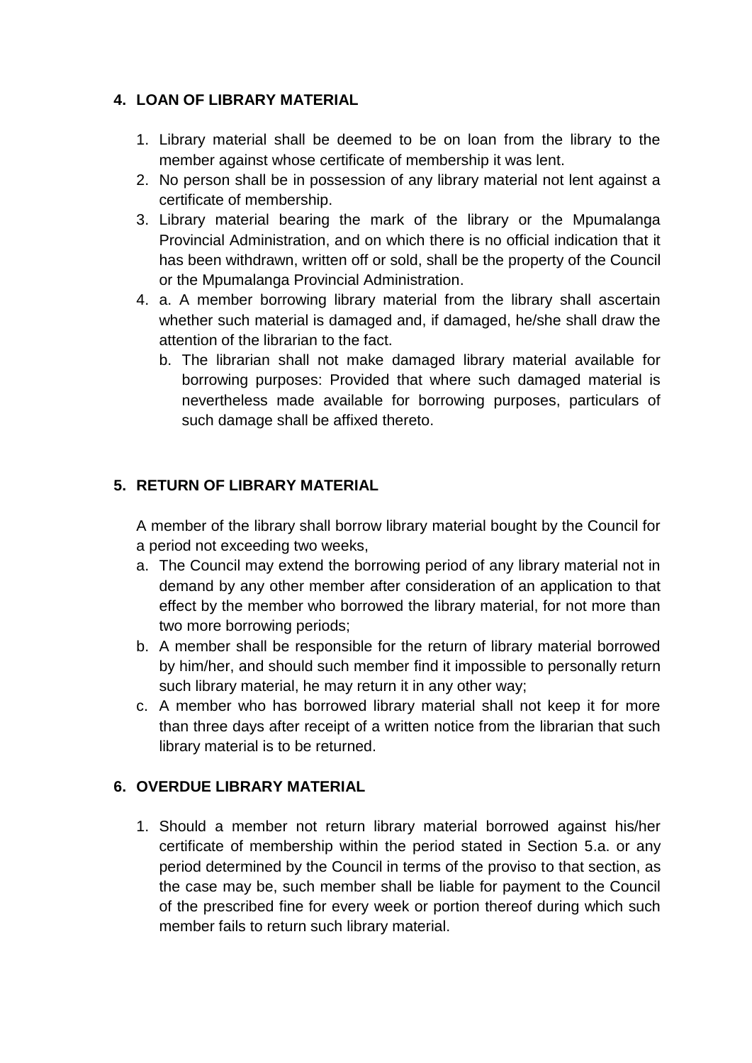## 4. LOAN OF LIBRARY MATERIAL

1. Library material shall be deemed to be on loan from the library to the member against whose certificate of membership it was lent.
2. No person shall be in possession of any library material not lent against a certificate of membership.
3. Library material bearing the mark of the library or the Mpumalanga Provincial Administration, and on which there is no official indication that it has been withdrawn, written off or sold, shall be the property of the Council or the Mpumalanga Provincial Administration.
4. a. A member borrowing library material from the library shall ascertain whether such material is damaged and, if damaged, he/she shall draw the attention of the librarian to the fact.
   b. The librarian shall not make damaged library material available for borrowing purposes: Provided that where such damaged material is nevertheless made available for borrowing purposes, particulars of such damage shall be affixed thereto.

## 5. RETURN OF LIBRARY MATERIAL

A member of the library shall borrow library material bought by the Council for a period not exceeding two weeks,

a. The Council may extend the borrowing period of any library material not in demand by any other member after consideration of an application to that effect by the member who borrowed the library material, for not more than two more borrowing periods;
b. A member shall be responsible for the return of library material borrowed by him/her, and should such member find it impossible to personally return such library material, he may return it in any other way;
c. A member who has borrowed library material shall not keep it for more than three days after receipt of a written notice from the librarian that such library material is to be returned.

## 6. OVERDUE LIBRARY MATERIAL

1. Should a member not return library material borrowed against his/her certificate of membership within the period stated in Section 5.a. or any period determined by the Council in terms of the proviso to that section, as the case may be, such member shall be liable for payment to the Council of the prescribed fine for every week or portion thereof during which such member fails to return such library material.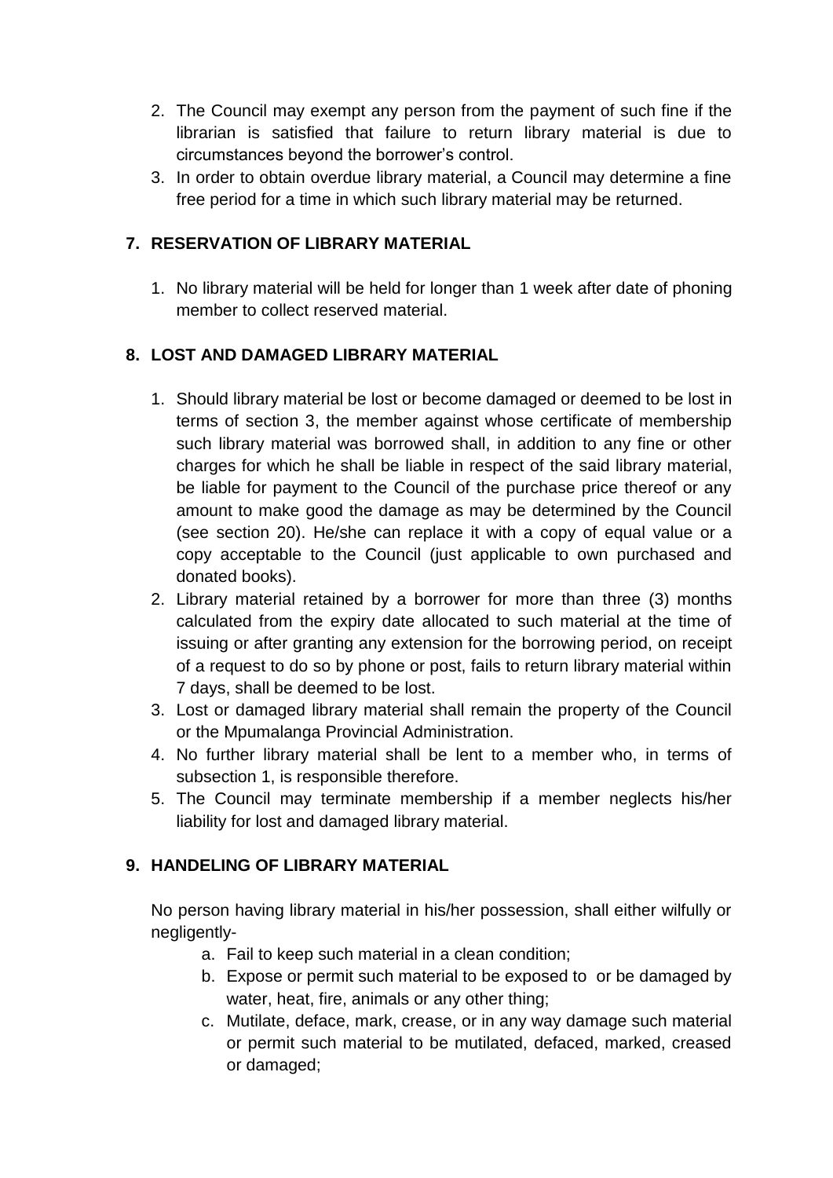2. The Council may exempt any person from the payment of such fine if the librarian is satisfied that failure to return library material is due to circumstances beyond the borrower's control.
3. In order to obtain overdue library material, a Council may determine a fine free period for a time in which such library material may be returned.

## 7. RESERVATION OF LIBRARY MATERIAL

1. No library material will be held for longer than 1 week after date of phoning member to collect reserved material.

## 8. LOST AND DAMAGED LIBRARY MATERIAL

1. Should library material be lost or become damaged or deemed to be lost in terms of section 3, the member against whose certificate of membership such library material was borrowed shall, in addition to any fine or other charges for which he shall be liable in respect of the said library material, be liable for payment to the Council of the purchase price thereof or any amount to make good the damage as may be determined by the Council (see section 20). He/she can replace it with a copy of equal value or a copy acceptable to the Council (just applicable to own purchased and donated books).
2. Library material retained by a borrower for more than three (3) months calculated from the expiry date allocated to such material at the time of issuing or after granting any extension for the borrowing period, on receipt of a request to do so by phone or post, fails to return library material within 7 days, shall be deemed to be lost.
3. Lost or damaged library material shall remain the property of the Council or the Mpumalanga Provincial Administration.
4. No further library material shall be lent to a member who, in terms of subsection 1, is responsible therefore.
5. The Council may terminate membership if a member neglects his/her liability for lost and damaged library material.

## 9. HANDELING OF LIBRARY MATERIAL

No person having library material in his/her possession, shall either wilfully or negligently-

a. Fail to keep such material in a clean condition;
b. Expose or permit such material to be exposed to or be damaged by water, heat, fire, animals or any other thing;
c. Mutilate, deface, mark, crease, or in any way damage such material or permit such material to be mutilated, defaced, marked, creased or damaged;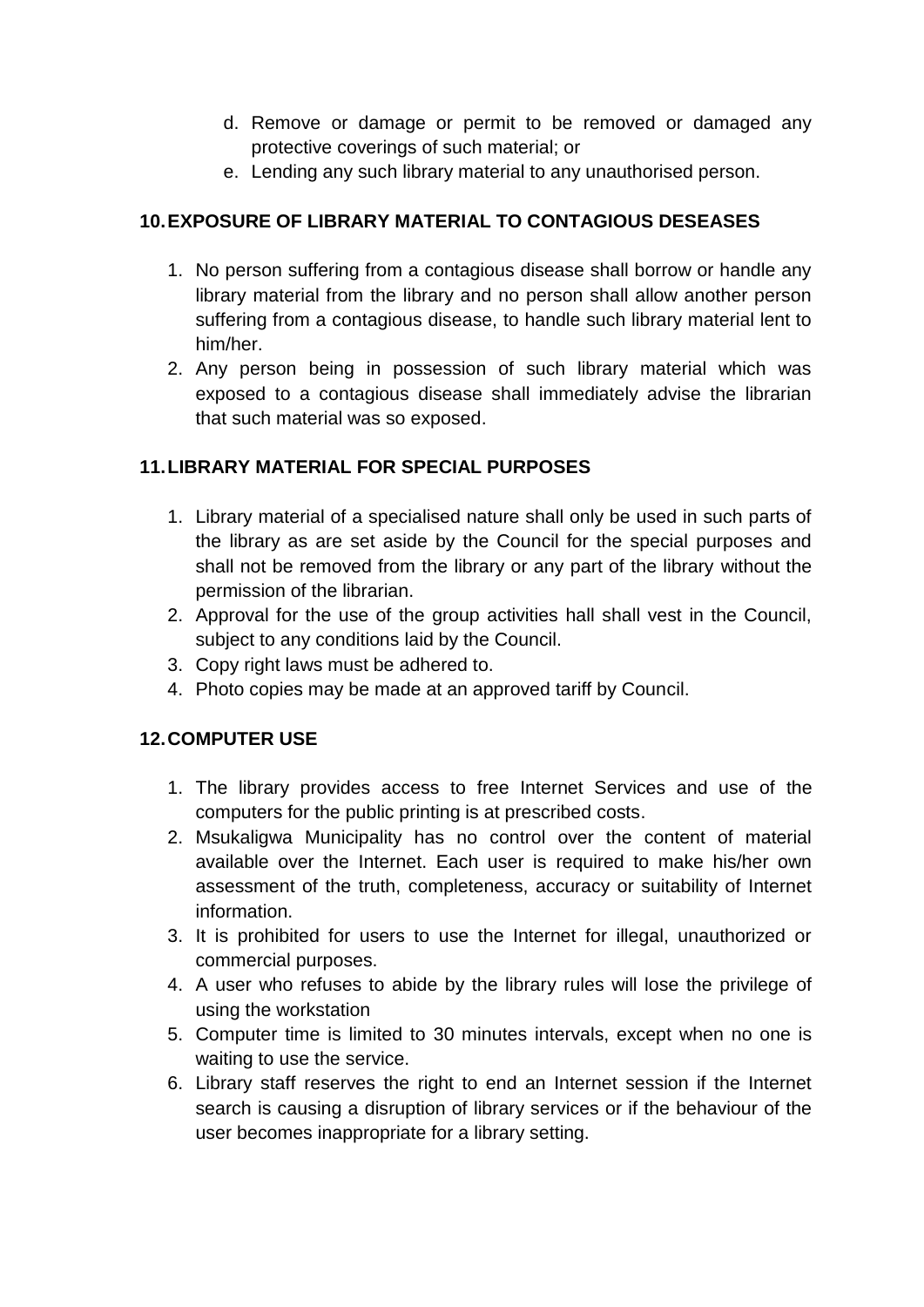d. Remove or damage or permit to be removed or damaged any protective coverings of such material; or
e. Lending any such library material to any unauthorised person.

## 10. EXPOSURE OF LIBRARY MATERIAL TO CONTAGIOUS DESEASES

1. No person suffering from a contagious disease shall borrow or handle any library material from the library and no person shall allow another person suffering from a contagious disease, to handle such library material lent to him/her.
2. Any person being in possession of such library material which was exposed to a contagious disease shall immediately advise the librarian that such material was so exposed.

## 11. LIBRARY MATERIAL FOR SPECIAL PURPOSES

1. Library material of a specialised nature shall only be used in such parts of the library as are set aside by the Council for the special purposes and shall not be removed from the library or any part of the library without the permission of the librarian.
2. Approval for the use of the group activities hall shall vest in the Council, subject to any conditions laid by the Council.
3. Copy right laws must be adhered to.
4. Photo copies may be made at an approved tariff by Council.

## 12. COMPUTER USE

1. The library provides access to free Internet Services and use of the computers for the public printing is at prescribed costs.
2. Msukaligwa Municipality has no control over the content of material available over the Internet. Each user is required to make his/her own assessment of the truth, completeness, accuracy or suitability of Internet information.
3. It is prohibited for users to use the Internet for illegal, unauthorized or commercial purposes.
4. A user who refuses to abide by the library rules will lose the privilege of using the workstation
5. Computer time is limited to 30 minutes intervals, except when no one is waiting to use the service.
6. Library staff reserves the right to end an Internet session if the Internet search is causing a disruption of library services or if the behaviour of the user becomes inappropriate for a library setting.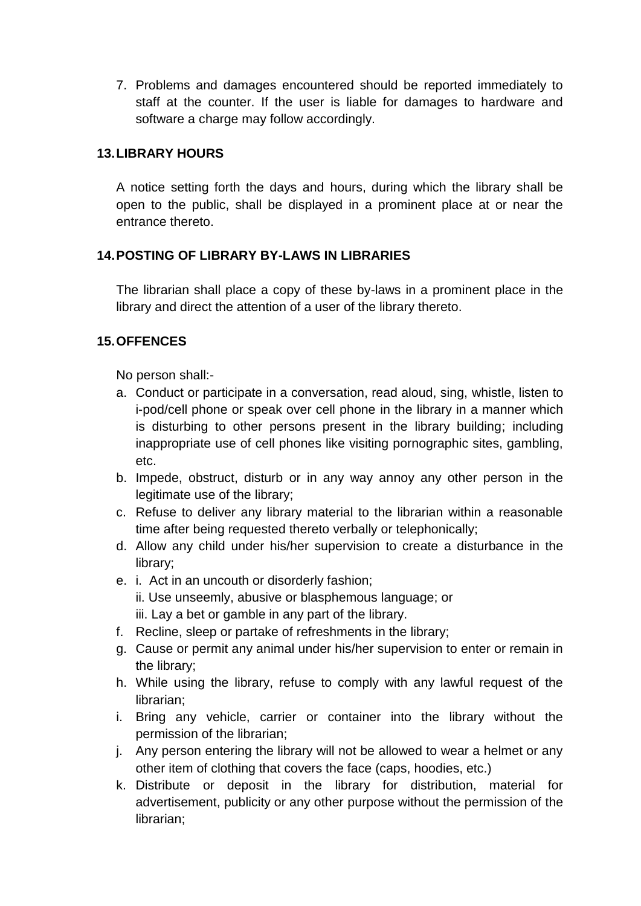7. Problems and damages encountered should be reported immediately to staff at the counter. If the user is liable for damages to hardware and software a charge may follow accordingly.

## 13. LIBRARY HOURS

A notice setting forth the days and hours, during which the library shall be open to the public, shall be displayed in a prominent place at or near the entrance thereto.

## 14. POSTING OF LIBRARY BY-LAWS IN LIBRARIES

The librarian shall place a copy of these by-laws in a prominent place in the library and direct the attention of a user of the library thereto.

## 15. OFFENCES

No person shall:-

a. Conduct or participate in a conversation, read aloud, sing, whistle, listen to i-pod/cell phone or speak over cell phone in the library in a manner which is disturbing to other persons present in the library building; including inappropriate use of cell phones like visiting pornographic sites, gambling, etc.
b. Impede, obstruct, disturb or in any way annoy any other person in the legitimate use of the library;
c. Refuse to deliver any library material to the librarian within a reasonable time after being requested thereto verbally or telephonically;
d. Allow any child under his/her supervision to create a disturbance in the library;
e. i. Act in an uncouth or disorderly fashion;
   ii. Use unseemly, abusive or blasphemous language; or
   iii. Lay a bet or gamble in any part of the library.
f. Recline, sleep or partake of refreshments in the library;
g. Cause or permit any animal under his/her supervision to enter or remain in the library;
h. While using the library, refuse to comply with any lawful request of the librarian;
i. Bring any vehicle, carrier or container into the library without the permission of the librarian;
j. Any person entering the library will not be allowed to wear a helmet or any other item of clothing that covers the face (caps, hoodies, etc.)
k. Distribute or deposit in the library for distribution, material for advertisement, publicity or any other purpose without the permission of the librarian;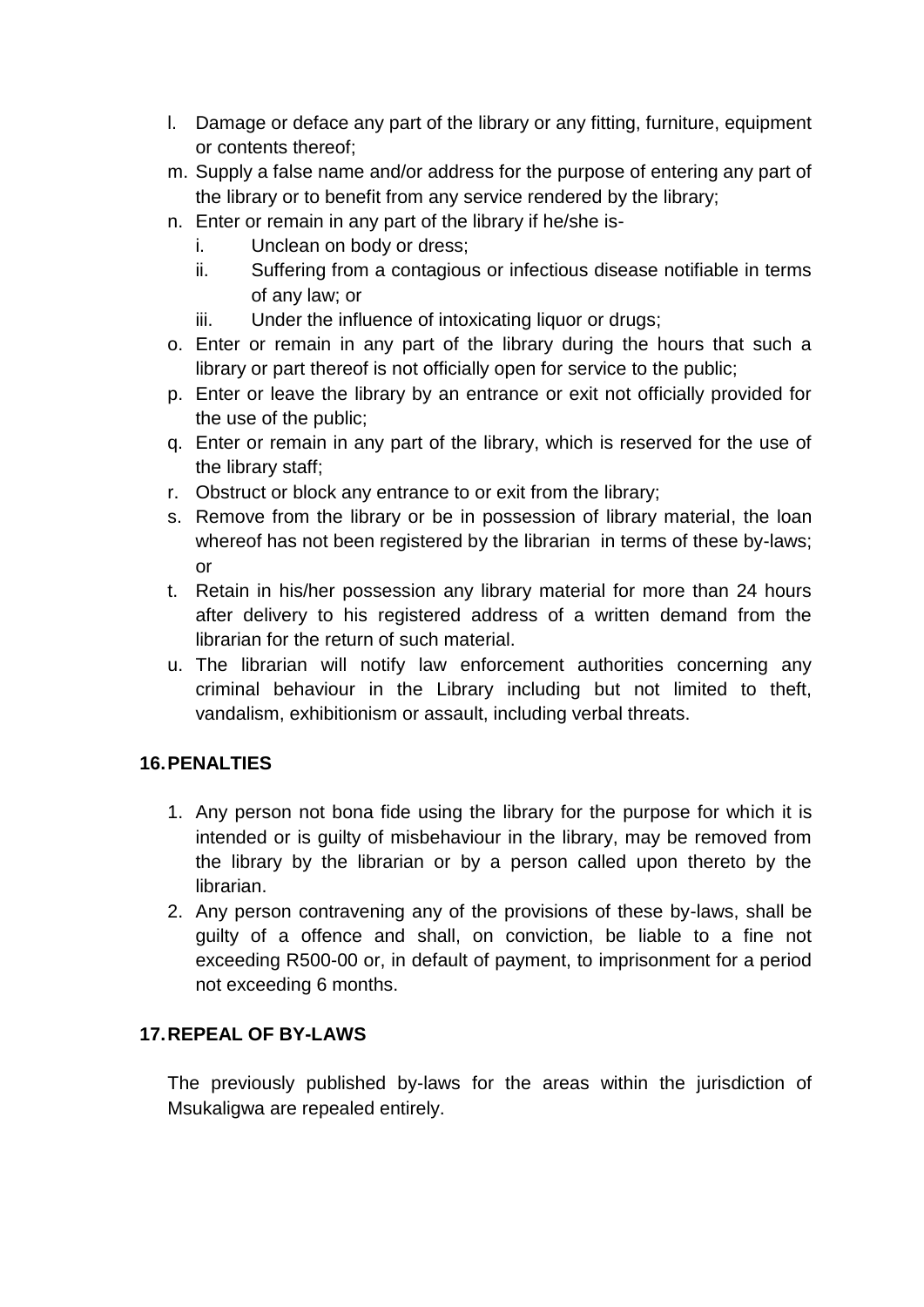l. Damage or deface any part of the library or any fitting, furniture, equipment or contents thereof;
m. Supply a false name and/or address for the purpose of entering any part of the library or to benefit from any service rendered by the library;
n. Enter or remain in any part of the library if he/she is-
    i. Unclean on body or dress;
    ii. Suffering from a contagious or infectious disease notifiable in terms of any law; or
    iii. Under the influence of intoxicating liquor or drugs;
o. Enter or remain in any part of the library during the hours that such a library or part thereof is not officially open for service to the public;
p. Enter or leave the library by an entrance or exit not officially provided for the use of the public;
q. Enter or remain in any part of the library, which is reserved for the use of the library staff;
r. Obstruct or block any entrance to or exit from the library;
s. Remove from the library or be in possession of library material, the loan whereof has not been registered by the librarian in terms of these by-laws; or
t. Retain in his/her possession any library material for more than 24 hours after delivery to his registered address of a written demand from the librarian for the return of such material.
u. The librarian will notify law enforcement authorities concerning any criminal behaviour in the Library including but not limited to theft, vandalism, exhibitionism or assault, including verbal threats.

## 16. PENALTIES

1. Any person not bona fide using the library for the purpose for which it is intended or is guilty of misbehaviour in the library, may be removed from the library by the librarian or by a person called upon thereto by the librarian.
2. Any person contravening any of the provisions of these by-laws, shall be guilty of a offence and shall, on conviction, be liable to a fine not exceeding R500-00 or, in default of payment, to imprisonment for a period not exceeding 6 months.

## 17. REPEAL OF BY-LAWS

The previously published by-laws for the areas within the jurisdiction of Msukaligwa are repealed entirely.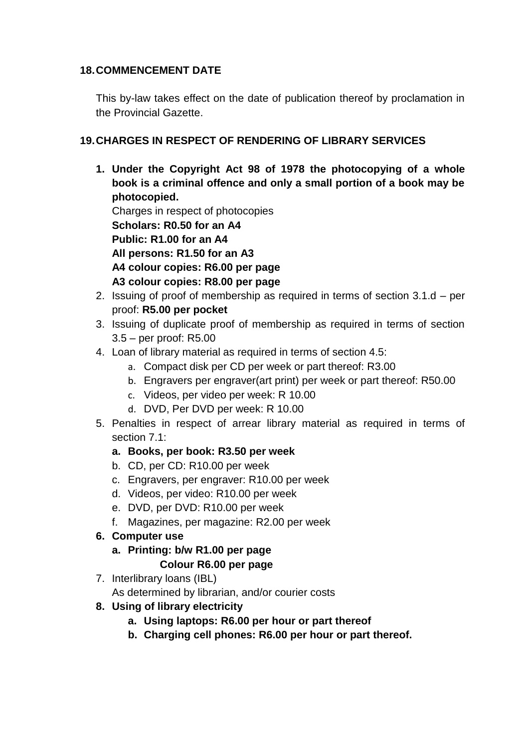## 18. COMMENCEMENT DATE

This by-law takes effect on the date of publication thereof by proclamation in the Provincial Gazette.

## 19. CHARGES IN RESPECT OF RENDERING OF LIBRARY SERVICES

1. **Under the Copyright Act 98 of 1978 the photocopying of a whole book is a criminal offence and only a small portion of a book may be photocopied.**
   Charges in respect of photocopies
   **Scholars: R0.50 for an A4**
   **Public: R1.00 for an A4**
   **All persons: R1.50 for an A3**
   **A4 colour copies: R6.00 per page**
   **A3 colour copies: R8.00 per page**
2. Issuing of proof of membership as required in terms of section 3.1.d – per proof: **R5.00 per pocket**
3. Issuing of duplicate proof of membership as required in terms of section 3.5 – per proof: R5.00
4. Loan of library material as required in terms of section 4.5:
   a. Compact disk per CD per week or part thereof: R3.00
   b. Engravers per engraver(art print) per week or part thereof: R50.00
   c. Videos, per video per week: R 10.00
   d. DVD, Per DVD per week: R 10.00
5. Penalties in respect of arrear library material as required in terms of section 7.1:
   a. **Books, per book: R3.50 per week**
   b. CD, per CD: R10.00 per week
   c. Engravers, per engraver: R10.00 per week
   d. Videos, per video: R10.00 per week
   e. DVD, per DVD: R10.00 per week
   f. Magazines, per magazine: R2.00 per week
6. **Computer use**
   a. **Printing: b/w R1.00 per page**
      **Colour R6.00 per page**
7. Interlibrary loans (IBL)
   As determined by librarian, and/or courier costs
8. **Using of library electricity**
   a. **Using laptops: R6.00 per hour or part thereof**
   b. **Charging cell phones: R6.00 per hour or part thereof.**